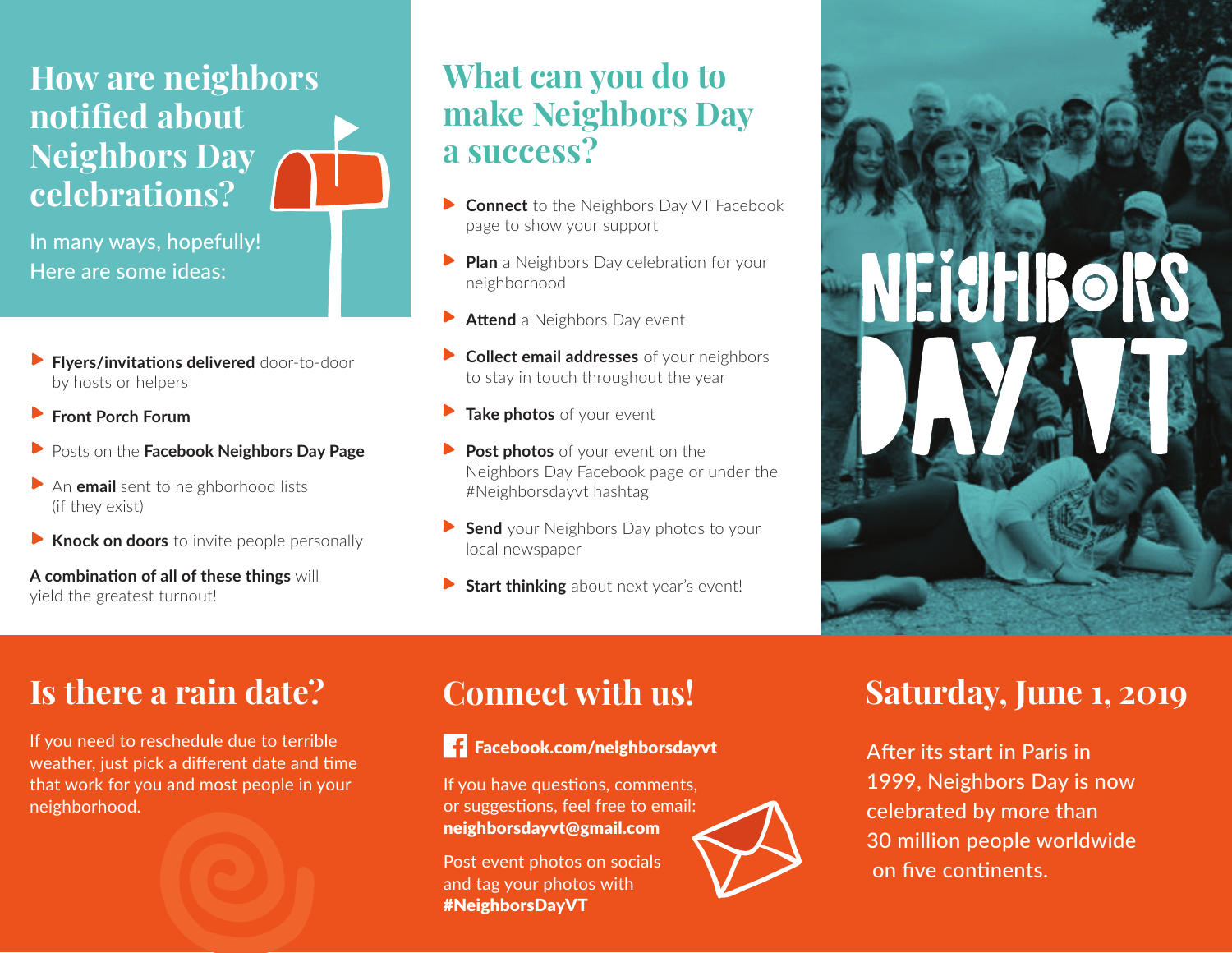## How are neighbors notified about Neighbors Day celebrations?

In many ways, hopefully!
Here are some ideas:

- **Flyers/invitations delivered** door-to-door by hosts or helpers
- **Front Porch Forum**
- Posts on the **Facebook Neighbors Day Page**
- An **email** sent to neighborhood lists (if they exist)
- **Knock on doors** to invite people personally

**A combination of all of these things** will yield the greatest turnout!

## What can you do to make Neighbors Day a success?

- **Connect** to the Neighbors Day VT Facebook page to show your support
- **Plan** a Neighbors Day celebration for your neighborhood
- **Attend** a Neighbors Day event
- **Collect email addresses** of your neighbors to stay in touch throughout the year
- **Take photos** of your event
- **Post photos** of your event on the Neighbors Day Facebook page or under the #Neighborsdayvt hashtag
- **Send** your Neighbors Day photos to your local newspaper
- **Start thinking** about next year's event!

NEIGHBORS DAY VT

## Is there a rain date?

If you need to reschedule due to terrible weather, just pick a different date and time that work for you and most people in your neighborhood.

## Connect with us!

**Facebook.com/neighborsdayvt**

If you have questions, comments, or suggestions, feel free to email: **neighborsdayvt@gmail.com**

Post event photos on socials and tag your photos with **#NeighborsDayVT**

## Saturday, June 1, 2019

After its start in Paris in 1999, Neighbors Day is now celebrated by more than 30 million people worldwide on five continents.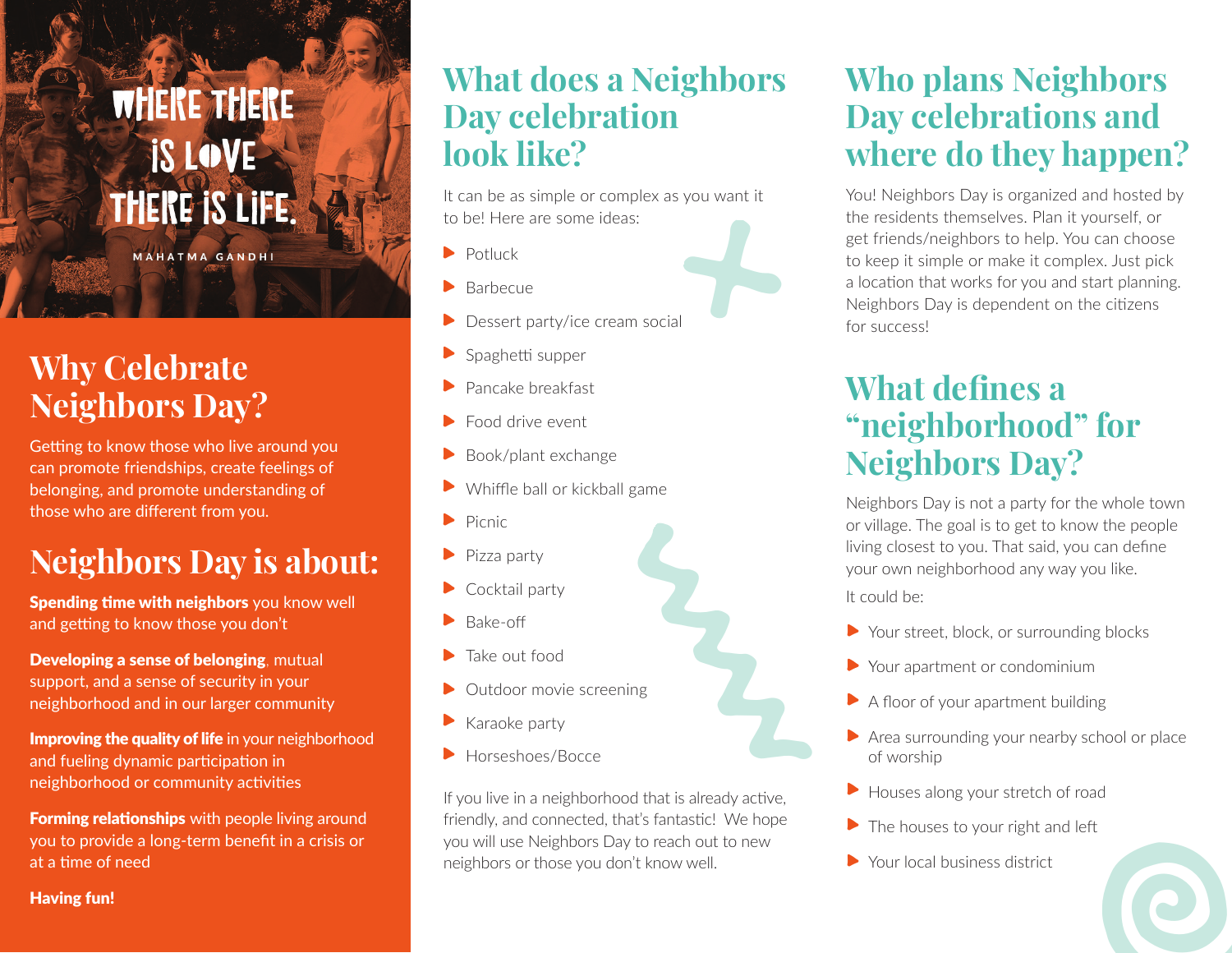WHERE THERE IS LOVE THERE IS LIFE.

MAHATMA GANDHI

## Why Celebrate Neighbors Day?

Getting to know those who live around you can promote friendships, create feelings of belonging, and promote understanding of those who are different from you.

## Neighbors Day is about:

**Spending time with neighbors** you know well and getting to know those you don't

**Developing a sense of belonging**, mutual support, and a sense of security in your neighborhood and in our larger community

**Improving the quality of life** in your neighborhood and fueling dynamic participation in neighborhood or community activities

**Forming relationships** with people living around you to provide a long-term benefit in a crisis or at a time of need

**Having fun!**

## What does a Neighbors Day celebration look like?

It can be as simple or complex as you want it to be! Here are some ideas:

- Potluck
- Barbecue
- Dessert party/ice cream social
- Spaghetti supper
- Pancake breakfast
- Food drive event
- Book/plant exchange
- Whiffle ball or kickball game
- Picnic
- Pizza party
- Cocktail party
- Bake-off
- Take out food
- Outdoor movie screening
- Karaoke party
- Horseshoes/Bocce

If you live in a neighborhood that is already active, friendly, and connected, that's fantastic! We hope you will use Neighbors Day to reach out to new neighbors or those you don't know well.

## Who plans Neighbors Day celebrations and where do they happen?

You! Neighbors Day is organized and hosted by the residents themselves. Plan it yourself, or get friends/neighbors to help. You can choose to keep it simple or make it complex. Just pick a location that works for you and start planning. Neighbors Day is dependent on the citizens for success!

## What defines a "neighborhood" for Neighbors Day?

Neighbors Day is not a party for the whole town or village. The goal is to get to know the people living closest to you. That said, you can define your own neighborhood any way you like.

It could be:

- Your street, block, or surrounding blocks
- Your apartment or condominium
- A floor of your apartment building
- Area surrounding your nearby school or place of worship
- Houses along your stretch of road
- The houses to your right and left
- Your local business district